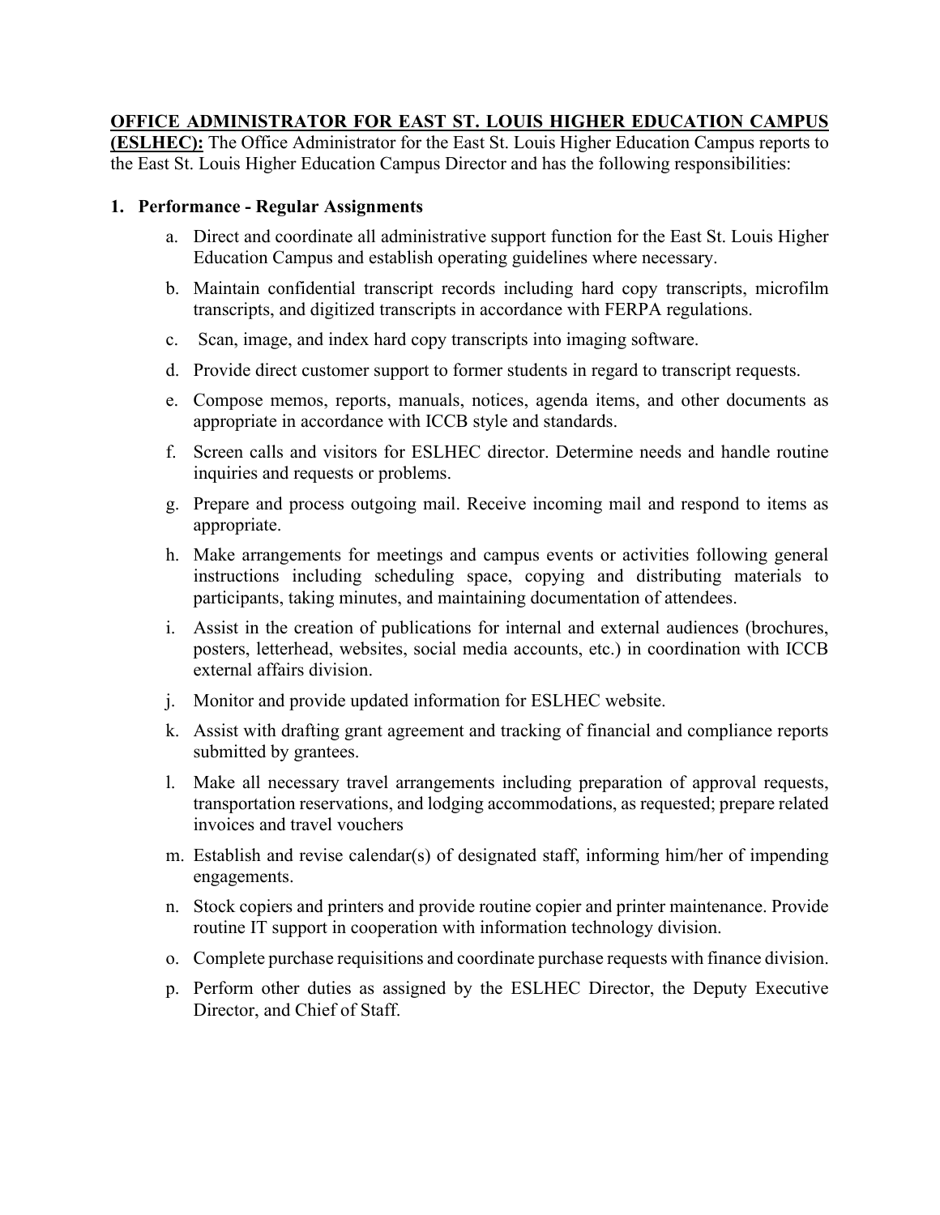**<u>OFFICE ADMINISTRATOR FOR EAST ST. LOUIS HIGHER EDUCATION CAMPUS (ESLHEC):</u>** The Office Administrator for the East St. Louis Higher Education Campus reports to the East St. Louis Higher Education Campus Director and has the following responsibilities:

1. **Performance - Regular Assignments**
   a. Direct and coordinate all administrative support function for the East St. Louis Higher Education Campus and establish operating guidelines where necessary.
   b. Maintain confidential transcript records including hard copy transcripts, microfilm transcripts, and digitized transcripts in accordance with FERPA regulations.
   c. Scan, image, and index hard copy transcripts into imaging software.
   d. Provide direct customer support to former students in regard to transcript requests.
   e. Compose memos, reports, manuals, notices, agenda items, and other documents as appropriate in accordance with ICCB style and standards.
   f. Screen calls and visitors for ESLHEC director. Determine needs and handle routine inquiries and requests or problems.
   g. Prepare and process outgoing mail. Receive incoming mail and respond to items as appropriate.
   h. Make arrangements for meetings and campus events or activities following general instructions including scheduling space, copying and distributing materials to participants, taking minutes, and maintaining documentation of attendees.
   i. Assist in the creation of publications for internal and external audiences (brochures, posters, letterhead, websites, social media accounts, etc.) in coordination with ICCB external affairs division.
   j. Monitor and provide updated information for ESLHEC website.
   k. Assist with drafting grant agreement and tracking of financial and compliance reports submitted by grantees.
   l. Make all necessary travel arrangements including preparation of approval requests, transportation reservations, and lodging accommodations, as requested; prepare related invoices and travel vouchers
   m. Establish and revise calendar(s) of designated staff, informing him/her of impending engagements.
   n. Stock copiers and printers and provide routine copier and printer maintenance. Provide routine IT support in cooperation with information technology division.
   o. Complete purchase requisitions and coordinate purchase requests with finance division.
   p. Perform other duties as assigned by the ESLHEC Director, the Deputy Executive Director, and Chief of Staff.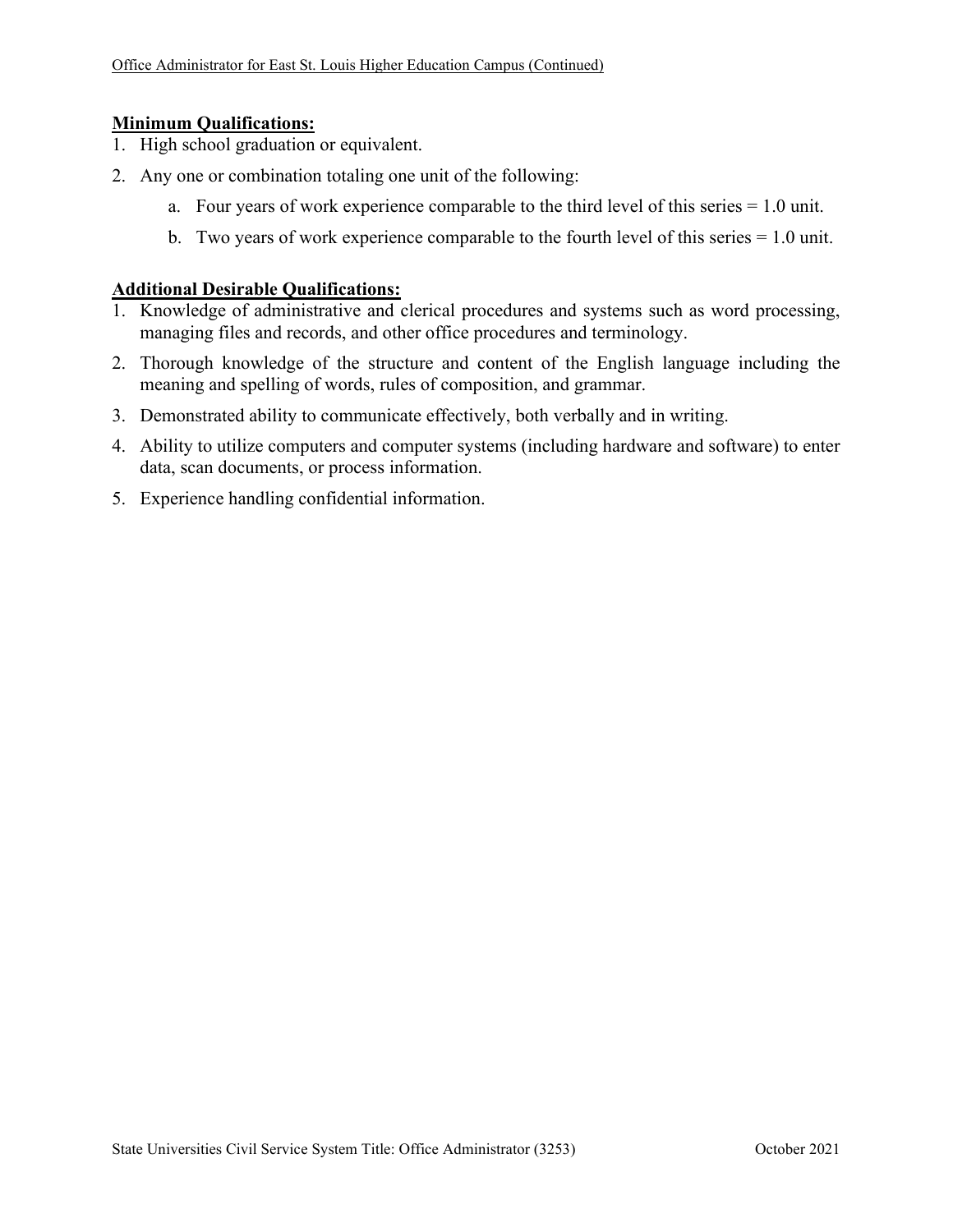**Minimum Qualifications:**

1. High school graduation or equivalent.
2. Any one or combination totaling one unit of the following:
   a. Four years of work experience comparable to the third level of this series = 1.0 unit.
   b. Two years of work experience comparable to the fourth level of this series = 1.0 unit.

**Additional Desirable Qualifications:**

1. Knowledge of administrative and clerical procedures and systems such as word processing, managing files and records, and other office procedures and terminology.
2. Thorough knowledge of the structure and content of the English language including the meaning and spelling of words, rules of composition, and grammar.
3. Demonstrated ability to communicate effectively, both verbally and in writing.
4. Ability to utilize computers and computer systems (including hardware and software) to enter data, scan documents, or process information.
5. Experience handling confidential information.